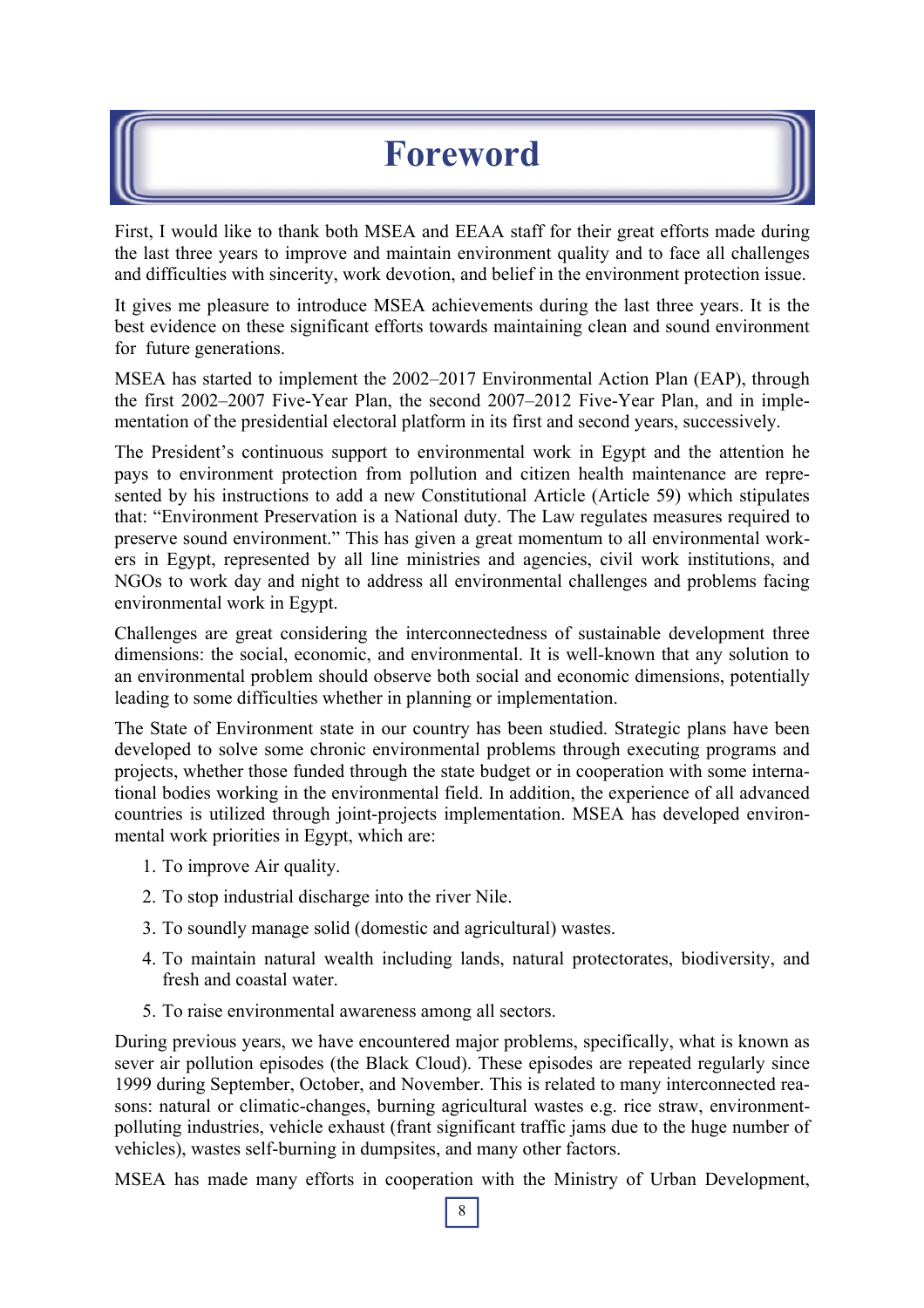# Foreword

First, I would like to thank both MSEA and EEAA staff for their great efforts made during the last three years to improve and maintain environment quality and to face all challenges and difficulties with sincerity, work devotion, and belief in the environment protection issue.

It gives me pleasure to introduce MSEA achievements during the last three years. It is the best evidence on these significant efforts towards maintaining clean and sound environment for future generations.

MSEA has started to implement the 2002–2017 Environmental Action Plan (EAP), through the first 2002–2007 Five-Year Plan, the second 2007–2012 Five-Year Plan, and in implementation of the presidential electoral platform in its first and second years, successively.

The President's continuous support to environmental work in Egypt and the attention he pays to environment protection from pollution and citizen health maintenance are represented by his instructions to add a new Constitutional Article (Article 59) which stipulates that: "Environment Preservation is a National duty. The Law regulates measures required to preserve sound environment." This has given a great momentum to all environmental workers in Egypt, represented by all line ministries and agencies, civil work institutions, and NGOs to work day and night to address all environmental challenges and problems facing environmental work in Egypt.

Challenges are great considering the interconnectedness of sustainable development three dimensions: the social, economic, and environmental. It is well-known that any solution to an environmental problem should observe both social and economic dimensions, potentially leading to some difficulties whether in planning or implementation.

The State of Environment state in our country has been studied. Strategic plans have been developed to solve some chronic environmental problems through executing programs and projects, whether those funded through the state budget or in cooperation with some international bodies working in the environmental field. In addition, the experience of all advanced countries is utilized through joint-projects implementation. MSEA has developed environmental work priorities in Egypt, which are:

1. To improve Air quality.
2. To stop industrial discharge into the river Nile.
3. To soundly manage solid (domestic and agricultural) wastes.
4. To maintain natural wealth including lands, natural protectorates, biodiversity, and fresh and coastal water.
5. To raise environmental awareness among all sectors.

During previous years, we have encountered major problems, specifically, what is known as sever air pollution episodes (the Black Cloud). These episodes are repeated regularly since 1999 during September, October, and November. This is related to many interconnected reasons: natural or climatic-changes, burning agricultural wastes e.g. rice straw, environment-polluting industries, vehicle exhaust (frant significant traffic jams due to the huge number of vehicles), wastes self-burning in dumpsites, and many other factors.

MSEA has made many efforts in cooperation with the Ministry of Urban Development,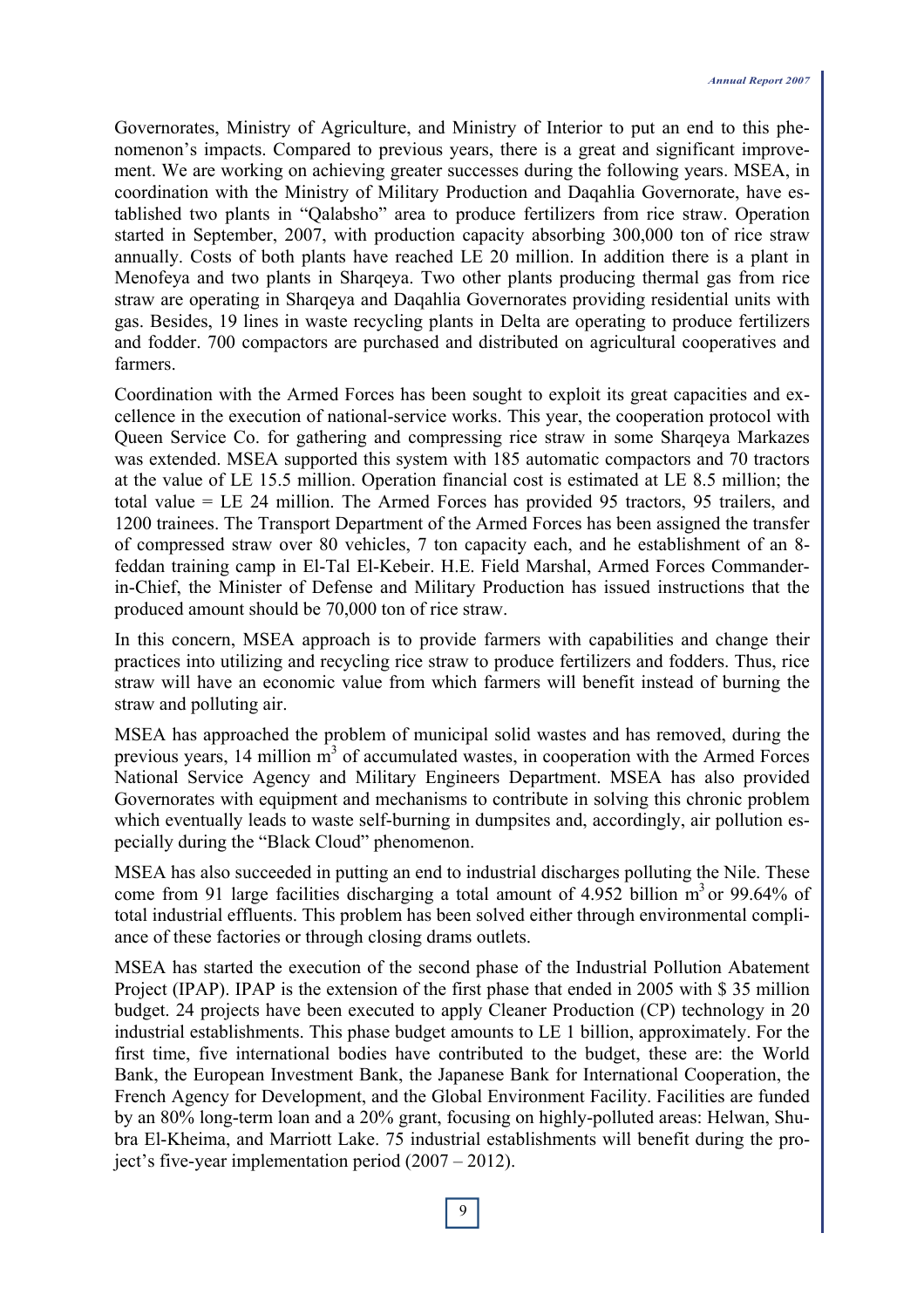Governorates, Ministry of Agriculture, and Ministry of Interior to put an end to this phenomenon's impacts. Compared to previous years, there is a great and significant improvement. We are working on achieving greater successes during the following years. MSEA, in coordination with the Ministry of Military Production and Daqahlia Governorate, have established two plants in "Qalabsho" area to produce fertilizers from rice straw. Operation started in September, 2007, with production capacity absorbing 300,000 ton of rice straw annually. Costs of both plants have reached LE 20 million. In addition there is a plant in Menofeya and two plants in Sharqeya. Two other plants producing thermal gas from rice straw are operating in Sharqeya and Daqahlia Governorates providing residential units with gas. Besides, 19 lines in waste recycling plants in Delta are operating to produce fertilizers and fodder. 700 compactors are purchased and distributed on agricultural cooperatives and farmers.

Coordination with the Armed Forces has been sought to exploit its great capacities and excellence in the execution of national-service works. This year, the cooperation protocol with Queen Service Co. for gathering and compressing rice straw in some Sharqeya Markazes was extended. MSEA supported this system with 185 automatic compactors and 70 tractors at the value of LE 15.5 million. Operation financial cost is estimated at LE 8.5 million; the total value = LE 24 million. The Armed Forces has provided 95 tractors, 95 trailers, and 1200 trainees. The Transport Department of the Armed Forces has been assigned the transfer of compressed straw over 80 vehicles, 7 ton capacity each, and he establishment of an 8-feddan training camp in El-Tal El-Kebeir. H.E. Field Marshal, Armed Forces Commander-in-Chief, the Minister of Defense and Military Production has issued instructions that the produced amount should be 70,000 ton of rice straw.

In this concern, MSEA approach is to provide farmers with capabilities and change their practices into utilizing and recycling rice straw to produce fertilizers and fodders. Thus, rice straw will have an economic value from which farmers will benefit instead of burning the straw and polluting air.

MSEA has approached the problem of municipal solid wastes and has removed, during the previous years, 14 million $m^3$ of accumulated wastes, in cooperation with the Armed Forces National Service Agency and Military Engineers Department. MSEA has also provided Governorates with equipment and mechanisms to contribute in solving this chronic problem which eventually leads to waste self-burning in dumpsites and, accordingly, air pollution especially during the "Black Cloud" phenomenon.

MSEA has also succeeded in putting an end to industrial discharges polluting the Nile. These come from 91 large facilities discharging a total amount of 4.952 billion $m^3$ or 99.64% of total industrial effluents. This problem has been solved either through environmental compliance of these factories or through closing drams outlets.

MSEA has started the execution of the second phase of the Industrial Pollution Abatement Project (IPAP). IPAP is the extension of the first phase that ended in 2005 with $ 35 million budget. 24 projects have been executed to apply Cleaner Production (CP) technology in 20 industrial establishments. This phase budget amounts to LE 1 billion, approximately. For the first time, five international bodies have contributed to the budget, these are: the World Bank, the European Investment Bank, the Japanese Bank for International Cooperation, the French Agency for Development, and the Global Environment Facility. Facilities are funded by an 80% long-term loan and a 20% grant, focusing on highly-polluted areas: Helwan, Shubra El-Kheima, and Marriott Lake. 75 industrial establishments will benefit during the project's five-year implementation period (2007 – 2012).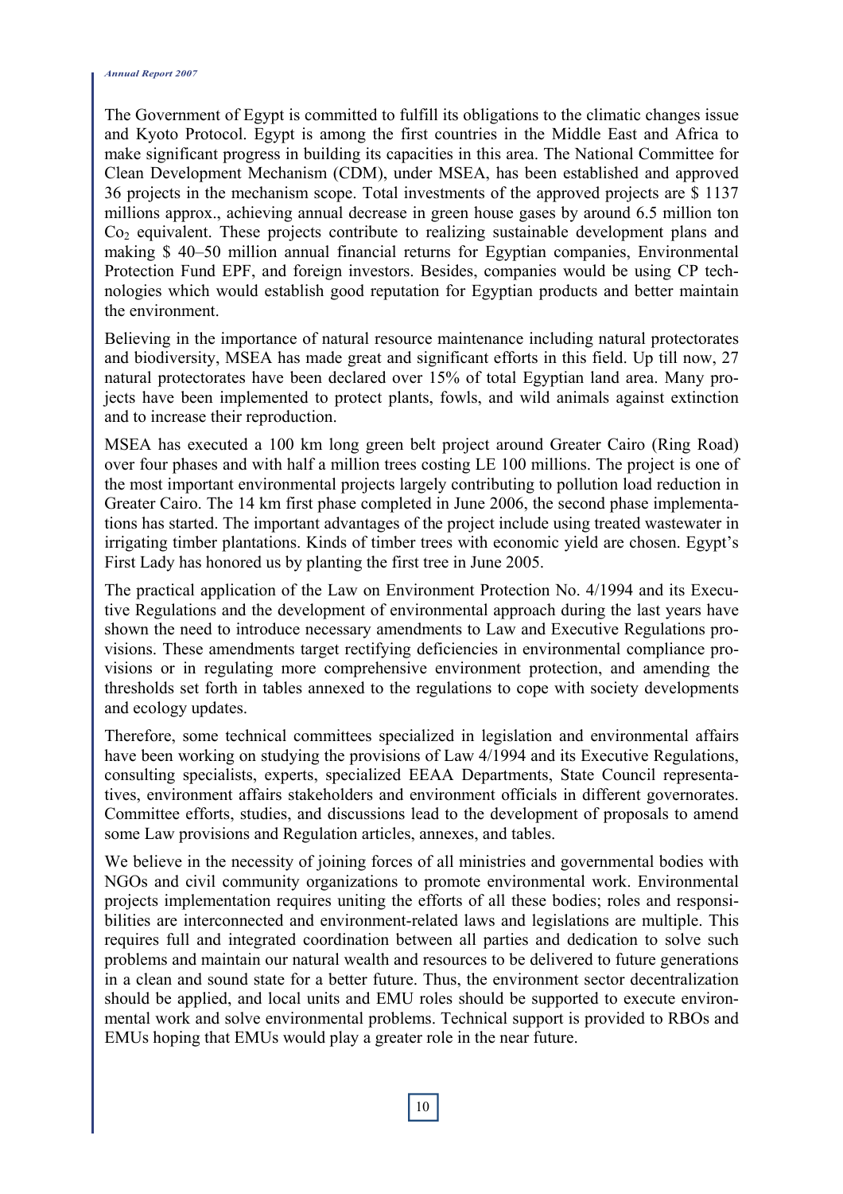The Government of Egypt is committed to fulfill its obligations to the climatic changes issue and Kyoto Protocol. Egypt is among the first countries in the Middle East and Africa to make significant progress in building its capacities in this area. The National Committee for Clean Development Mechanism (CDM), under MSEA, has been established and approved 36 projects in the mechanism scope. Total investments of the approved projects are $ 1137 millions approx., achieving annual decrease in green house gases by around 6.5 million ton $Co_2$ equivalent. These projects contribute to realizing sustainable development plans and making $ 40–50 million annual financial returns for Egyptian companies, Environmental Protection Fund EPF, and foreign investors. Besides, companies would be using CP technologies which would establish good reputation for Egyptian products and better maintain the environment.

Believing in the importance of natural resource maintenance including natural protectorates and biodiversity, MSEA has made great and significant efforts in this field. Up till now, 27 natural protectorates have been declared over 15% of total Egyptian land area. Many projects have been implemented to protect plants, fowls, and wild animals against extinction and to increase their reproduction.

MSEA has executed a 100 km long green belt project around Greater Cairo (Ring Road) over four phases and with half a million trees costing LE 100 millions. The project is one of the most important environmental projects largely contributing to pollution load reduction in Greater Cairo. The 14 km first phase completed in June 2006, the second phase implementations has started. The important advantages of the project include using treated wastewater in irrigating timber plantations. Kinds of timber trees with economic yield are chosen. Egypt's First Lady has honored us by planting the first tree in June 2005.

The practical application of the Law on Environment Protection No. 4/1994 and its Executive Regulations and the development of environmental approach during the last years have shown the need to introduce necessary amendments to Law and Executive Regulations provisions. These amendments target rectifying deficiencies in environmental compliance provisions or in regulating more comprehensive environment protection, and amending the thresholds set forth in tables annexed to the regulations to cope with society developments and ecology updates.

Therefore, some technical committees specialized in legislation and environmental affairs have been working on studying the provisions of Law 4/1994 and its Executive Regulations, consulting specialists, experts, specialized EEAA Departments, State Council representatives, environment affairs stakeholders and environment officials in different governorates. Committee efforts, studies, and discussions lead to the development of proposals to amend some Law provisions and Regulation articles, annexes, and tables.

We believe in the necessity of joining forces of all ministries and governmental bodies with NGOs and civil community organizations to promote environmental work. Environmental projects implementation requires uniting the efforts of all these bodies; roles and responsibilities are interconnected and environment-related laws and legislations are multiple. This requires full and integrated coordination between all parties and dedication to solve such problems and maintain our natural wealth and resources to be delivered to future generations in a clean and sound state for a better future. Thus, the environment sector decentralization should be applied, and local units and EMU roles should be supported to execute environmental work and solve environmental problems. Technical support is provided to RBOs and EMUs hoping that EMUs would play a greater role in the near future.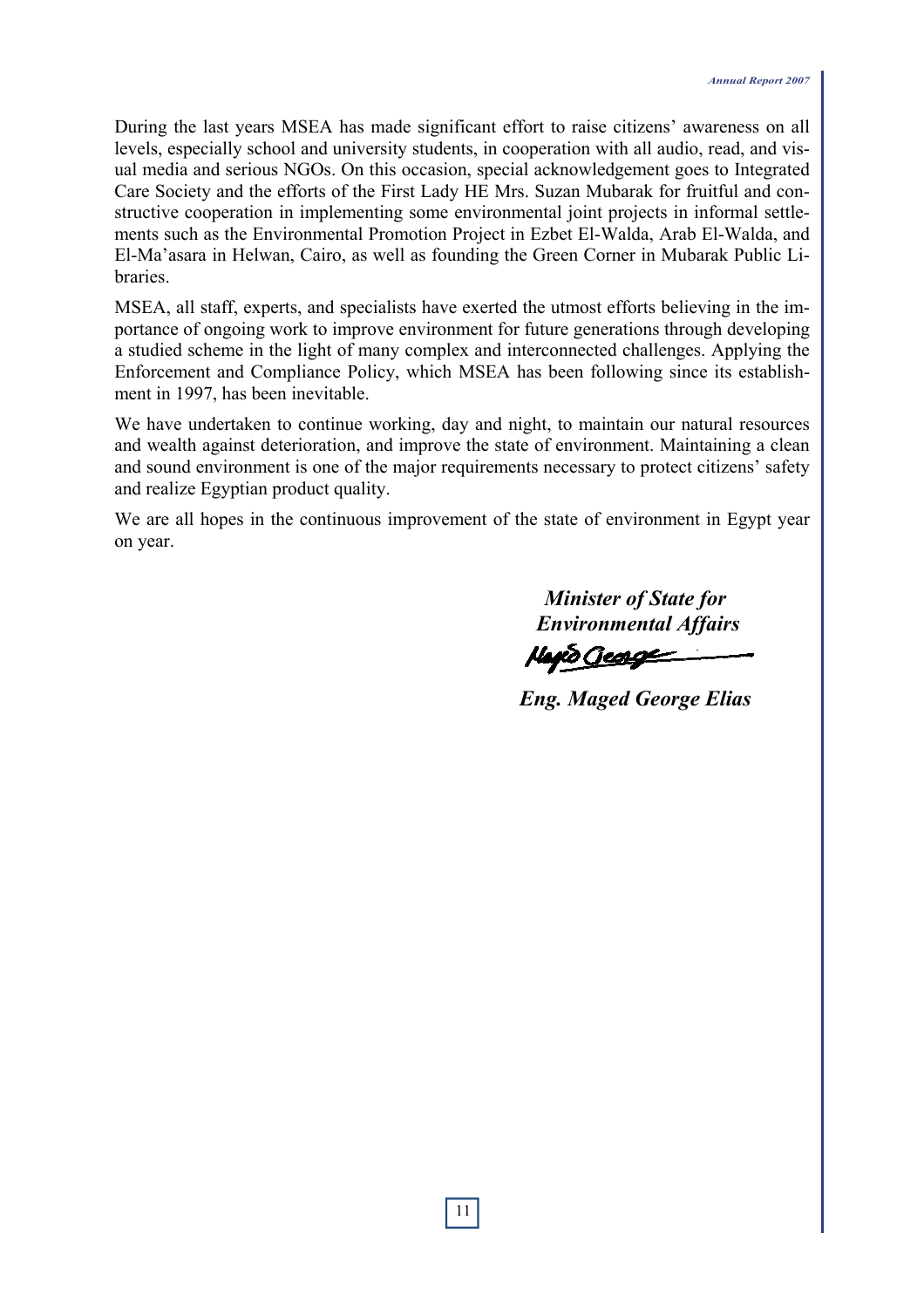During the last years MSEA has made significant effort to raise citizens' awareness on all levels, especially school and university students, in cooperation with all audio, read, and visual media and serious NGOs. On this occasion, special acknowledgement goes to Integrated Care Society and the efforts of the First Lady HE Mrs. Suzan Mubarak for fruitful and constructive cooperation in implementing some environmental joint projects in informal settlements such as the Environmental Promotion Project in Ezbet El-Walda, Arab El-Walda, and El-Ma'asara in Helwan, Cairo, as well as founding the Green Corner in Mubarak Public Libraries.

MSEA, all staff, experts, and specialists have exerted the utmost efforts believing in the importance of ongoing work to improve environment for future generations through developing a studied scheme in the light of many complex and interconnected challenges. Applying the Enforcement and Compliance Policy, which MSEA has been following since its establishment in 1997, has been inevitable.

We have undertaken to continue working, day and night, to maintain our natural resources and wealth against deterioration, and improve the state of environment. Maintaining a clean and sound environment is one of the major requirements necessary to protect citizens' safety and realize Egyptian product quality.

We are all hopes in the continuous improvement of the state of environment in Egypt year on year.

***Minister of State for Environmental Affairs***

Maged George

***Eng. Maged George Elias***